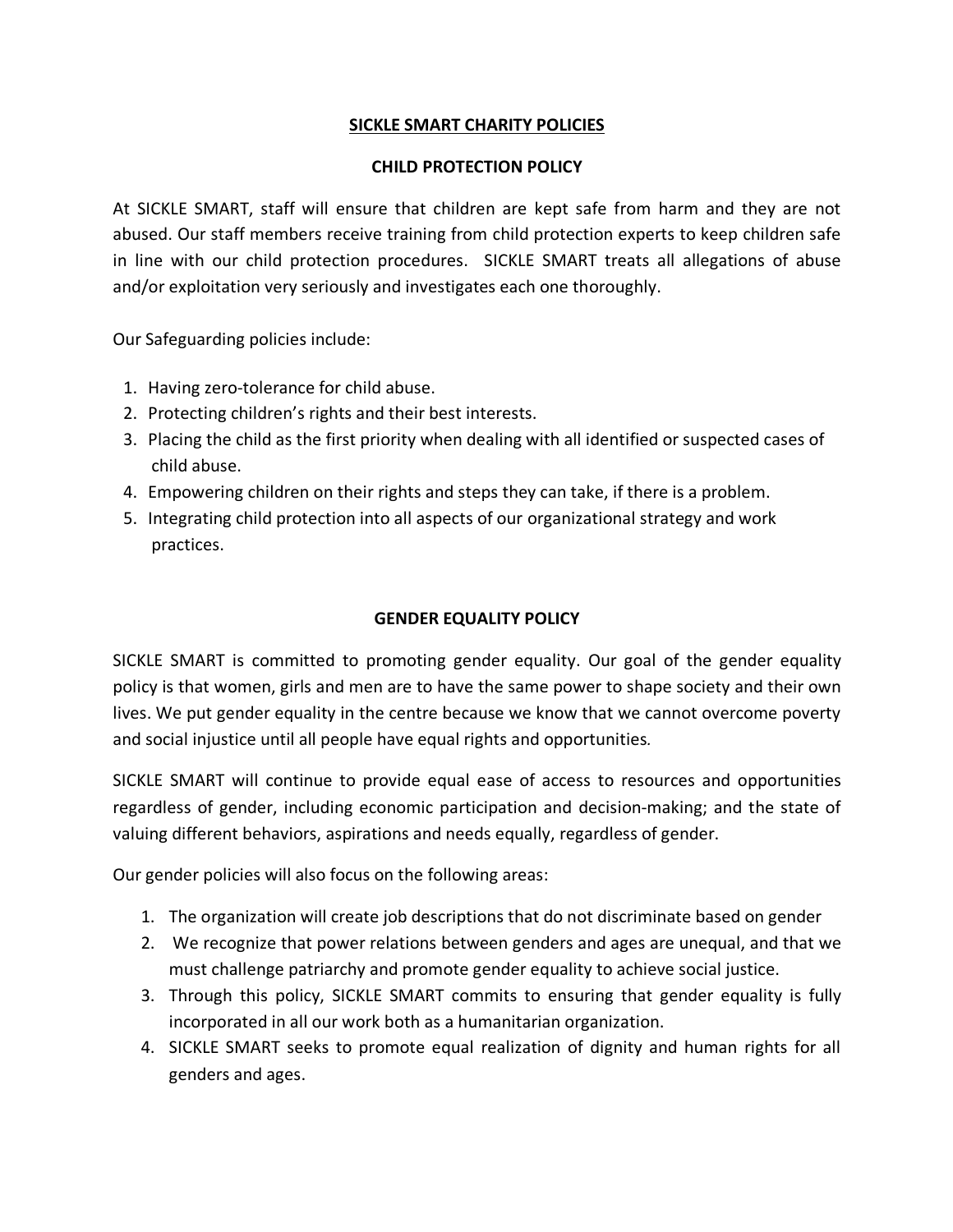# SICKLE SMART CHARITY POLICIES

## CHILD PROTECTION POLICY

At SICKLE SMART, staff will ensure that children are kept safe from harm and they are not abused. Our staff members receive training from child protection experts to keep children safe in line with our child protection procedures. SICKLE SMART treats all allegations of abuse and/or exploitation very seriously and investigates each one thoroughly.

Our Safeguarding policies include:

1. Having zero-tolerance for child abuse.
2. Protecting children's rights and their best interests.
3. Placing the child as the first priority when dealing with all identified or suspected cases of child abuse.
4. Empowering children on their rights and steps they can take, if there is a problem.
5. Integrating child protection into all aspects of our organizational strategy and work practices.

## GENDER EQUALITY POLICY

SICKLE SMART is committed to promoting gender equality. Our goal of the gender equality policy is that women, girls and men are to have the same power to shape society and their own lives. We put gender equality in the centre because we know that we cannot overcome poverty and social injustice until all people have equal rights and opportunities.

SICKLE SMART will continue to provide equal ease of access to resources and opportunities regardless of gender, including economic participation and decision-making; and the state of valuing different behaviors, aspirations and needs equally, regardless of gender.

Our gender policies will also focus on the following areas:

1. The organization will create job descriptions that do not discriminate based on gender
2. We recognize that power relations between genders and ages are unequal, and that we must challenge patriarchy and promote gender equality to achieve social justice.
3. Through this policy, SICKLE SMART commits to ensuring that gender equality is fully incorporated in all our work both as a humanitarian organization.
4. SICKLE SMART seeks to promote equal realization of dignity and human rights for all genders and ages.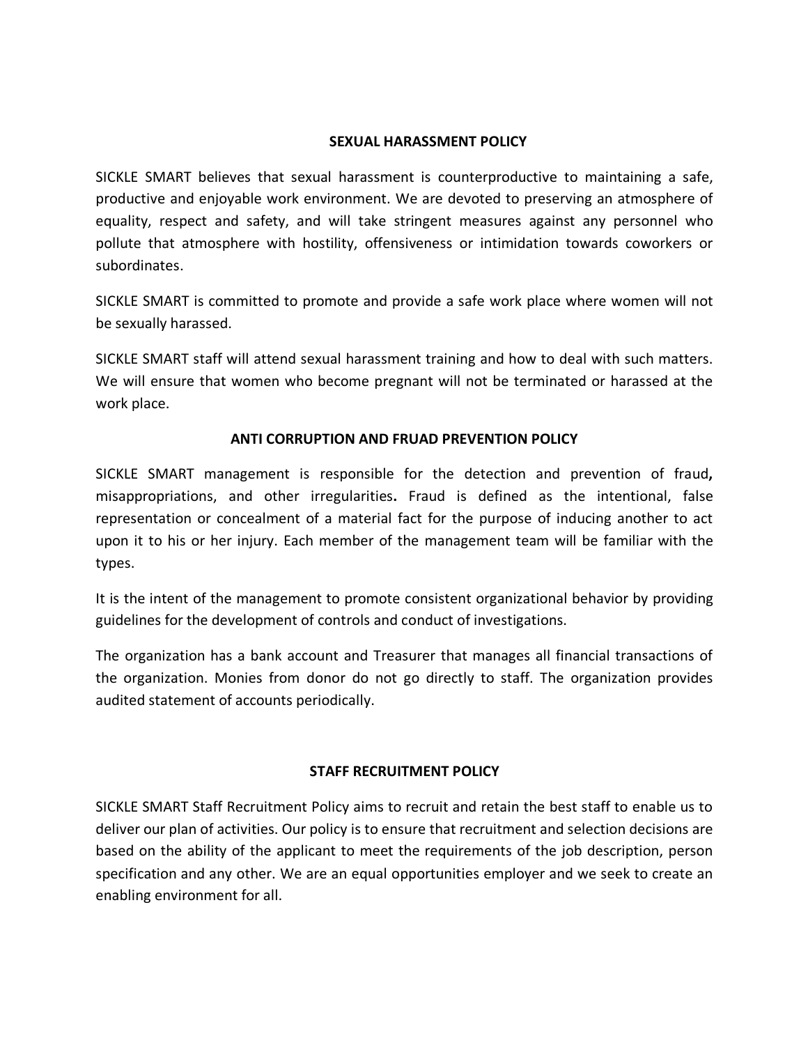## SEXUAL HARASSMENT POLICY

SICKLE SMART believes that sexual harassment is counterproductive to maintaining a safe, productive and enjoyable work environment. We are devoted to preserving an atmosphere of equality, respect and safety, and will take stringent measures against any personnel who pollute that atmosphere with hostility, offensiveness or intimidation towards coworkers or subordinates.

SICKLE SMART is committed to promote and provide a safe work place where women will not be sexually harassed.

SICKLE SMART staff will attend sexual harassment training and how to deal with such matters. We will ensure that women who become pregnant will not be terminated or harassed at the work place.

## ANTI CORRUPTION AND FRUAD PREVENTION POLICY

SICKLE SMART management is responsible for the detection and prevention of fraud**,** misappropriations, and other irregularities**.** Fraud is defined as the intentional, false representation or concealment of a material fact for the purpose of inducing another to act upon it to his or her injury. Each member of the management team will be familiar with the types.

It is the intent of the management to promote consistent organizational behavior by providing guidelines for the development of controls and conduct of investigations.

The organization has a bank account and Treasurer that manages all financial transactions of the organization. Monies from donor do not go directly to staff. The organization provides audited statement of accounts periodically.

## STAFF RECRUITMENT POLICY

SICKLE SMART Staff Recruitment Policy aims to recruit and retain the best staff to enable us to deliver our plan of activities. Our policy is to ensure that recruitment and selection decisions are based on the ability of the applicant to meet the requirements of the job description, person specification and any other. We are an equal opportunities employer and we seek to create an enabling environment for all.